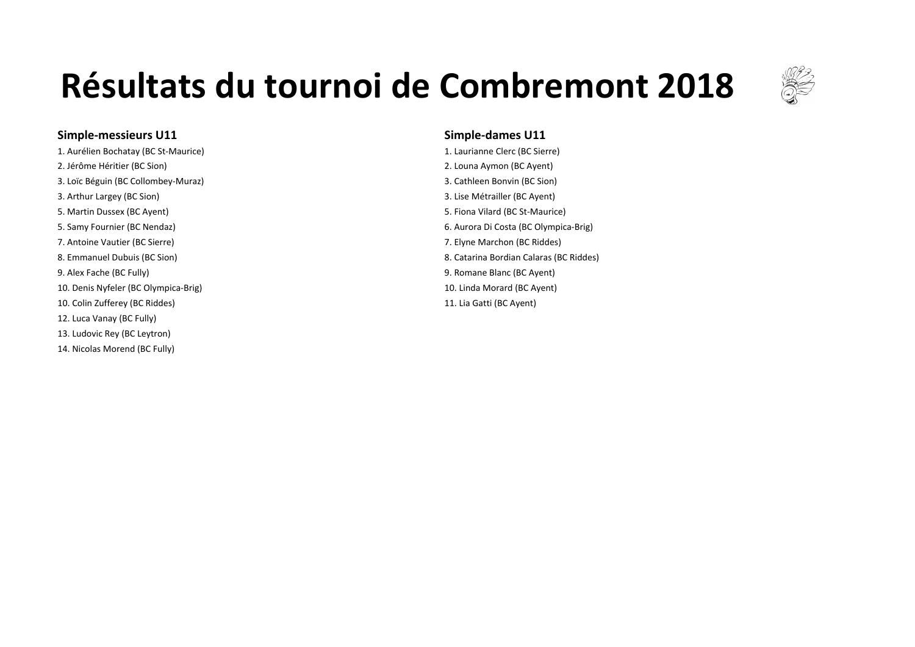# Résultats du tournoi de Combremont 2018

## Simple-messieurs U11

1. Aurélien Bochatay (BC St-Maurice)
2. Jérôme Héritier (BC Sion)
3. Loïc Béguin (BC Collombey-Muraz)
3. Arthur Largey (BC Sion)
5. Martin Dussex (BC Ayent)
5. Samy Fournier (BC Nendaz)
7. Antoine Vautier (BC Sierre)
8. Emmanuel Dubuis (BC Sion)
9. Alex Fache (BC Fully)
10. Denis Nyfeler (BC Olympica-Brig)
10. Colin Zufferey (BC Riddes)
12. Luca Vanay (BC Fully)
13. Ludovic Rey (BC Leytron)
14. Nicolas Morend (BC Fully)

## Simple-dames U11

1. Laurianne Clerc (BC Sierre)
2. Louna Aymon (BC Ayent)
3. Cathleen Bonvin (BC Sion)
3. Lise Métrailler (BC Ayent)
5. Fiona Vilard (BC St-Maurice)
6. Aurora Di Costa (BC Olympica-Brig)
7. Elyne Marchon (BC Riddes)
8. Catarina Bordian Calaras (BC Riddes)
9. Romane Blanc (BC Ayent)
10. Linda Morard (BC Ayent)
11. Lia Gatti (BC Ayent)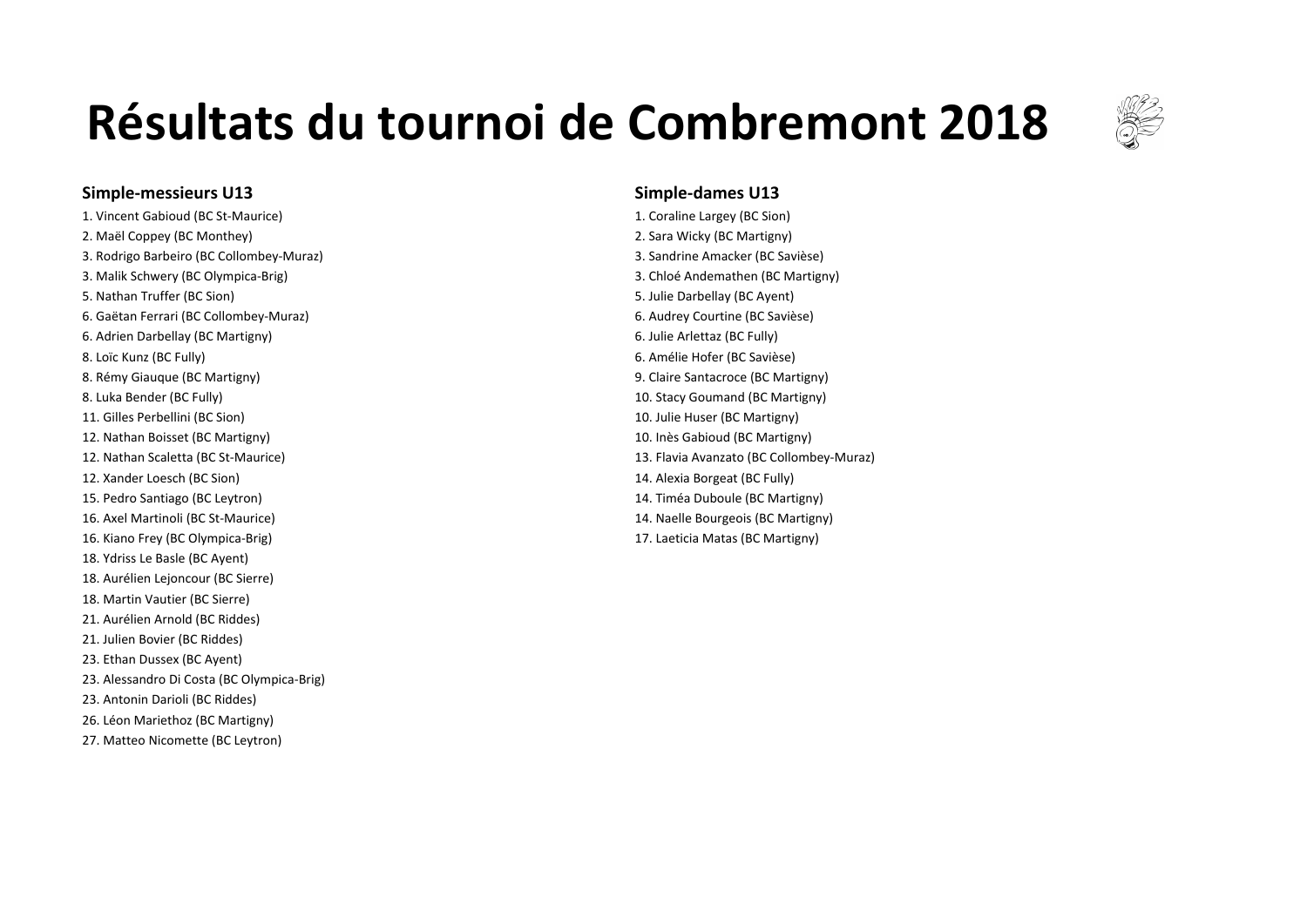# Résultats du tournoi de Combremont 2018

### Simple-messieurs U13

1. Vincent Gabioud (BC St-Maurice)
2. Maël Coppey (BC Monthey)
3. Rodrigo Barbeiro (BC Collombey-Muraz)
3. Malik Schwery (BC Olympica-Brig)
5. Nathan Truffer (BC Sion)
6. Gaëtan Ferrari (BC Collombey-Muraz)
6. Adrien Darbellay (BC Martigny)
8. Loïc Kunz (BC Fully)
8. Rémy Giauque (BC Martigny)
8. Luka Bender (BC Fully)
11. Gilles Perbellini (BC Sion)
12. Nathan Boisset (BC Martigny)
12. Nathan Scaletta (BC St-Maurice)
12. Xander Loesch (BC Sion)
15. Pedro Santiago (BC Leytron)
16. Axel Martinoli (BC St-Maurice)
16. Kiano Frey (BC Olympica-Brig)
18. Ydriss Le Basle (BC Ayent)
18. Aurélien Lejoncour (BC Sierre)
18. Martin Vautier (BC Sierre)
21. Aurélien Arnold (BC Riddes)
21. Julien Bovier (BC Riddes)
23. Ethan Dussex (BC Ayent)
23. Alessandro Di Costa (BC Olympica-Brig)
23. Antonin Darioli (BC Riddes)
26. Léon Mariethoz (BC Martigny)
27. Matteo Nicomette (BC Leytron)

### Simple-dames U13

1. Coraline Largey (BC Sion)
2. Sara Wicky (BC Martigny)
3. Sandrine Amacker (BC Savièse)
3. Chloé Andemathen (BC Martigny)
5. Julie Darbellay (BC Ayent)
6. Audrey Courtine (BC Savièse)
6. Julie Arlettaz (BC Fully)
6. Amélie Hofer (BC Savièse)
9. Claire Santacroce (BC Martigny)
10. Stacy Goumand (BC Martigny)
10. Julie Huser (BC Martigny)
10. Inès Gabioud (BC Martigny)
13. Flavia Avanzato (BC Collombey-Muraz)
14. Alexia Borgeat (BC Fully)
14. Timéa Duboule (BC Martigny)
14. Naelle Bourgeois (BC Martigny)
17. Laeticia Matas (BC Martigny)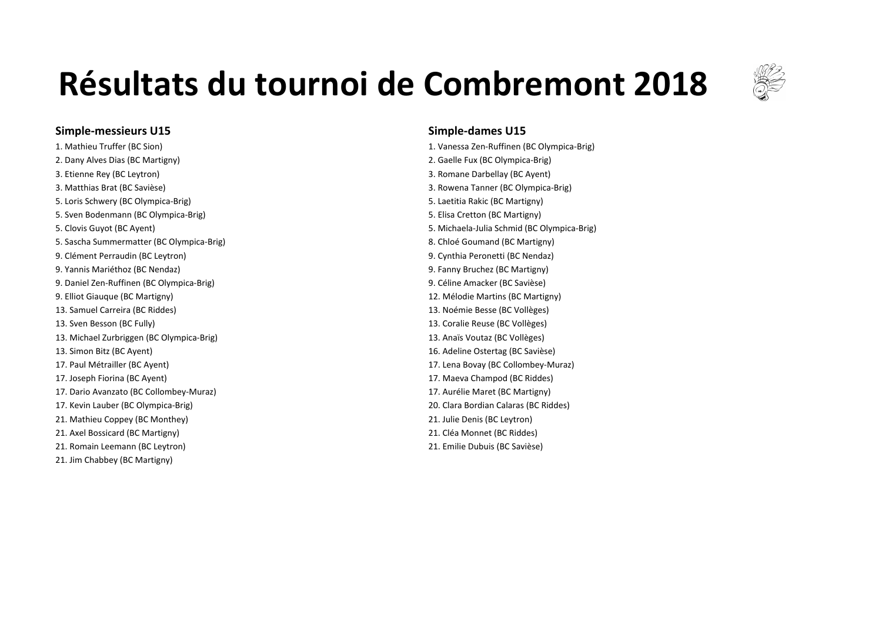# Résultats du tournoi de Combremont 2018

### Simple-messieurs U15

1. Mathieu Truffer (BC Sion)
2. Dany Alves Dias (BC Martigny)
3. Etienne Rey (BC Leytron)
3. Matthias Brat (BC Savièse)
5. Loris Schwery (BC Olympica-Brig)
5. Sven Bodenmann (BC Olympica-Brig)
5. Clovis Guyot (BC Ayent)
5. Sascha Summermatter (BC Olympica-Brig)
9. Clément Perraudin (BC Leytron)
9. Yannis Mariéthoz (BC Nendaz)
9. Daniel Zen-Ruffinen (BC Olympica-Brig)
9. Elliot Giauque (BC Martigny)
13. Samuel Carreira (BC Riddes)
13. Sven Besson (BC Fully)
13. Michael Zurbriggen (BC Olympica-Brig)
13. Simon Bitz (BC Ayent)
17. Paul Métrailler (BC Ayent)
17. Joseph Fiorina (BC Ayent)
17. Dario Avanzato (BC Collombey-Muraz)
17. Kevin Lauber (BC Olympica-Brig)
21. Mathieu Coppey (BC Monthey)
21. Axel Bossicard (BC Martigny)
21. Romain Leemann (BC Leytron)
21. Jim Chabbey (BC Martigny)

### Simple-dames U15

1. Vanessa Zen-Ruffinen (BC Olympica-Brig)
2. Gaelle Fux (BC Olympica-Brig)
3. Romane Darbellay (BC Ayent)
3. Rowena Tanner (BC Olympica-Brig)
5. Laetitia Rakic (BC Martigny)
5. Elisa Cretton (BC Martigny)
5. Michaela-Julia Schmid (BC Olympica-Brig)
8. Chloé Goumand (BC Martigny)
9. Cynthia Peronetti (BC Nendaz)
9. Fanny Bruchez (BC Martigny)
9. Céline Amacker (BC Savièse)
12. Mélodie Martins (BC Martigny)
13. Noémie Besse (BC Vollèges)
13. Coralie Reuse (BC Vollèges)
13. Anaïs Voutaz (BC Vollèges)
16. Adeline Ostertag (BC Savièse)
17. Lena Bovay (BC Collombey-Muraz)
17. Maeva Champod (BC Riddes)
17. Aurélie Maret (BC Martigny)
20. Clara Bordian Calaras (BC Riddes)
21. Julie Denis (BC Leytron)
21. Cléa Monnet (BC Riddes)
21. Emilie Dubuis (BC Savièse)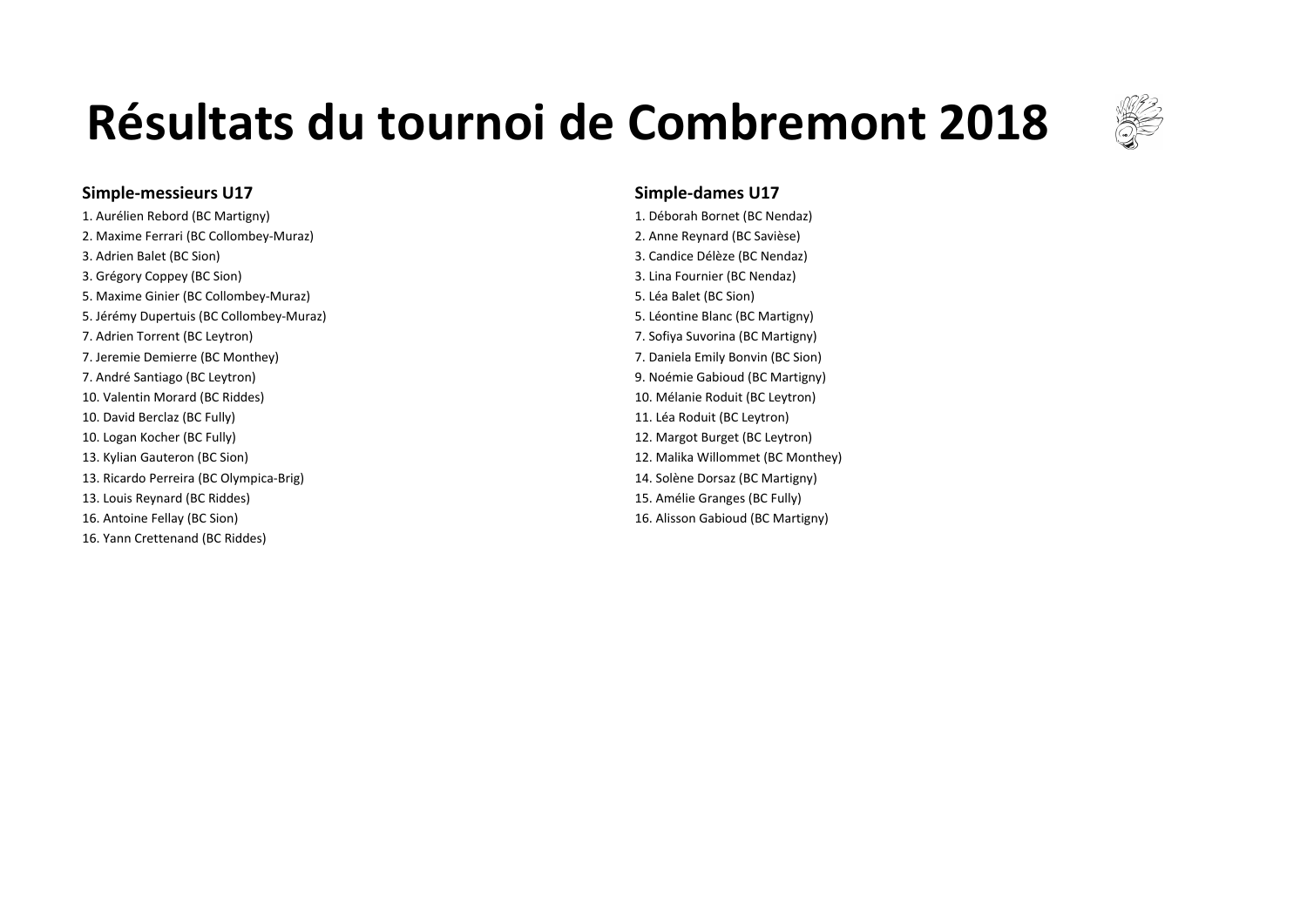# Résultats du tournoi de Combremont 2018

### Simple-messieurs U17

1. Aurélien Rebord (BC Martigny)
2. Maxime Ferrari (BC Collombey-Muraz)
3. Adrien Balet (BC Sion)
3. Grégory Coppey (BC Sion)
5. Maxime Ginier (BC Collombey-Muraz)
5. Jérémy Dupertuis (BC Collombey-Muraz)
7. Adrien Torrent (BC Leytron)
7. Jeremie Demierre (BC Monthey)
7. André Santiago (BC Leytron)
10. Valentin Morard (BC Riddes)
10. David Berclaz (BC Fully)
10. Logan Kocher (BC Fully)
13. Kylian Gauteron (BC Sion)
13. Ricardo Perreira (BC Olympica-Brig)
13. Louis Reynard (BC Riddes)
16. Antoine Fellay (BC Sion)
16. Yann Crettenand (BC Riddes)

### Simple-dames U17

1. Déborah Bornet (BC Nendaz)
2. Anne Reynard (BC Savièse)
3. Candice Délèze (BC Nendaz)
3. Lina Fournier (BC Nendaz)
5. Léa Balet (BC Sion)
5. Léontine Blanc (BC Martigny)
7. Sofiya Suvorina (BC Martigny)
7. Daniela Emily Bonvin (BC Sion)
9. Noémie Gabioud (BC Martigny)
10. Mélanie Roduit (BC Leytron)
11. Léa Roduit (BC Leytron)
12. Margot Burget (BC Leytron)
12. Malika Willommet (BC Monthey)
14. Solène Dorsaz (BC Martigny)
15. Amélie Granges (BC Fully)
16. Alisson Gabioud (BC Martigny)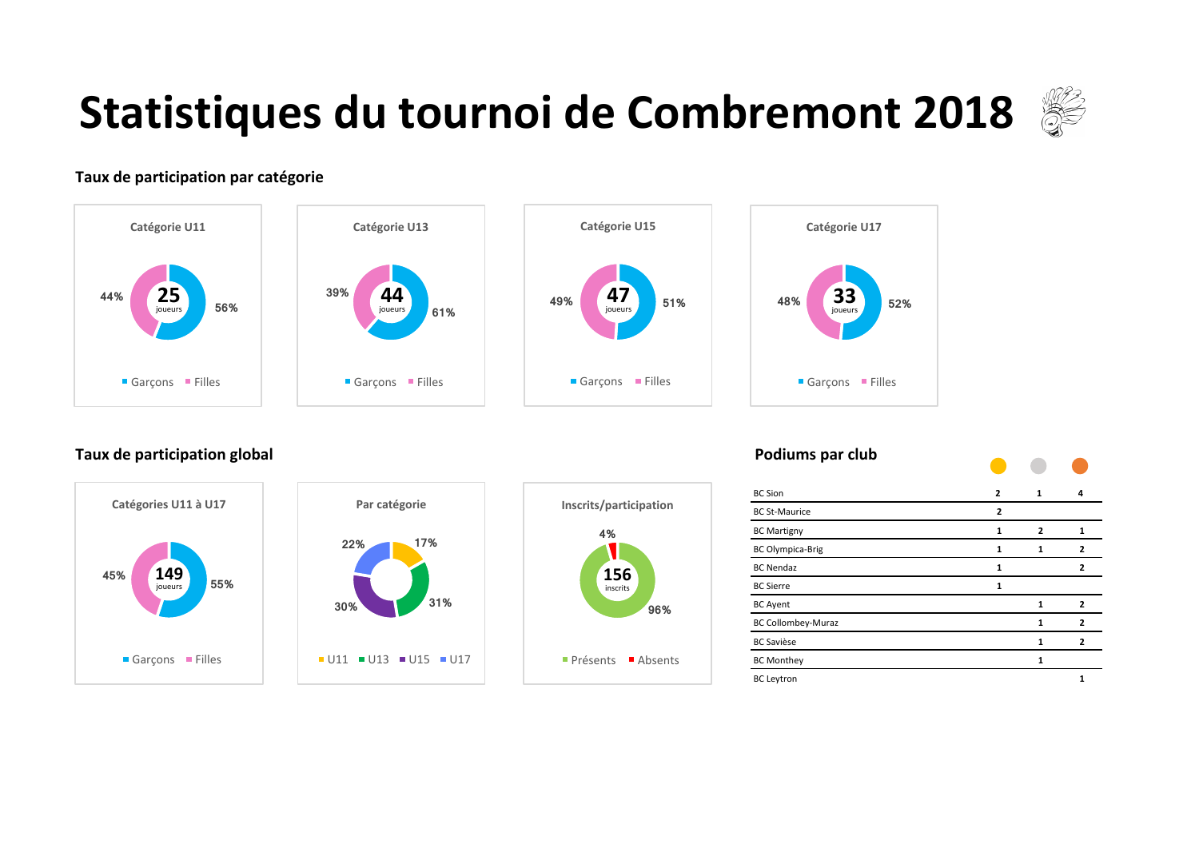# Statistiques du tournoi de Combremont 2018

## Taux de participation par catégorie

Catégorie U11

25 joueurs

44%

56%

Garçons Filles

Catégorie U13

44 joueurs

39%

61%

Garçons Filles

Catégorie U15

47 joueurs

49%

51%

Garçons Filles

Catégorie U17

33 joueurs

48%

52%

Garçons Filles

## Taux de participation global

Catégories U11 à U17

149 joueurs

45%

55%

Garçons Filles

Par catégorie

22%

17%

30%

31%

U11 U13 U15 U17

Inscrits/participation

156 inscrits

4%

96%

Présents Absents

## Podiums par club

| | | | |
|---|---|---|---|
| BC Sion | 2 | 1 | 4 |
| BC St-Maurice | 2 | | |
| BC Martigny | 1 | 2 | 1 |
| BC Olympica-Brig | 1 | 1 | 2 |
| BC Nendaz | 1 | | 2 |
| BC Sierre | 1 | | |
| BC Ayent | | 1 | 2 |
| BC Collombey-Muraz | | 1 | 2 |
| BC Savièse | | 1 | 2 |
| BC Monthey | | 1 | |
| BC Leytron | | | 1 |